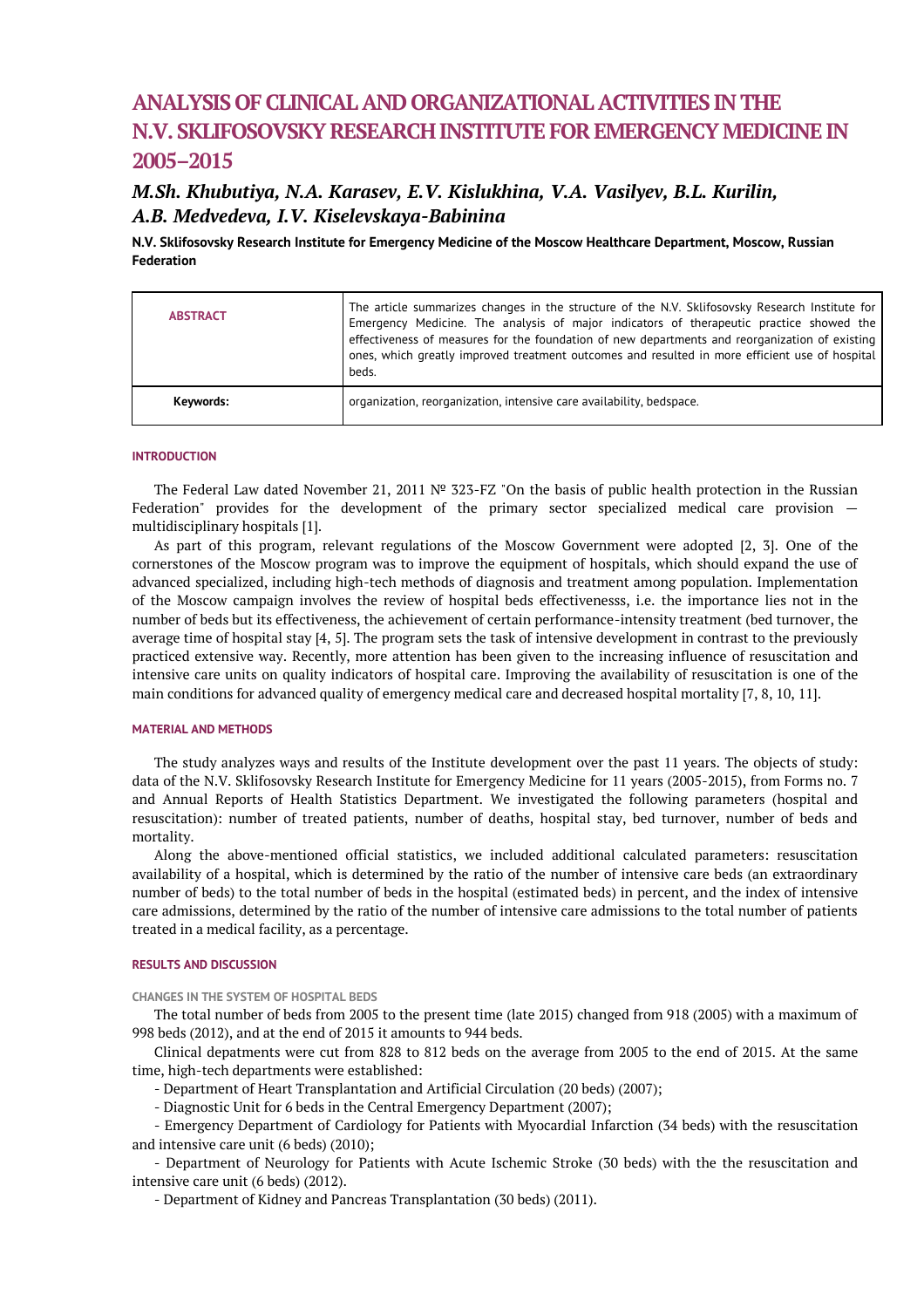# ANALYSIS OF CLINICAL AND ORGANIZATIONAL ACTIVITIES IN THE N.V. SKLIFOSOVSKY RESEARCH INSTITUTE FOR EMERGENCY MEDICINE IN 2005–2015

## *M.Sh. Khubutiya, N.A. Karasev, E.V. Kislukhina, V.A. Vasilyev, B.L. Kurilin, A.B. Medvedeva, I.V. Kiselevskaya-Babinina*

**N.V. Sklifosovsky Research Institute for Emergency Medicine of the Moscow Healthcare Department, Moscow, Russian Federation**

| ABSTRACT | The article summarizes changes in the structure of the N.V. Sklifosovsky Research Institute for Emergency Medicine. The analysis of major indicators of therapeutic practice showed the effectiveness of measures for the foundation of new departments and reorganization of existing ones, which greatly improved treatment outcomes and resulted in more efficient use of hospital beds. |
|---|---|
| **Keywords:** | organization, reorganization, intensive care availability, bedspace. |

### INTRODUCTION

The Federal Law dated November 21, 2011 № 323-FZ "On the basis of public health protection in the Russian Federation" provides for the development of the primary sector specialized medical care provision — multidisciplinary hospitals [1].

As part of this program, relevant regulations of the Moscow Government were adopted [2, 3]. One of the cornerstones of the Moscow program was to improve the equipment of hospitals, which should expand the use of advanced specialized, including high-tech methods of diagnosis and treatment among population. Implementation of the Moscow campaign involves the review of hospital beds effectivenesss, i.e. the importance lies not in the number of beds but its effectiveness, the achievement of certain performance-intensity treatment (bed turnover, the average time of hospital stay [4, 5]. The program sets the task of intensive development in contrast to the previously practiced extensive way. Recently, more attention has been given to the increasing influence of resuscitation and intensive care units on quality indicators of hospital care. Improving the availability of resuscitation is one of the main conditions for advanced quality of emergency medical care and decreased hospital mortality [7, 8, 10, 11].

### MATERIAL AND METHODS

The study analyzes ways and results of the Institute development over the past 11 years. The objects of study: data of the N.V. Sklifosovsky Research Institute for Emergency Medicine for 11 years (2005-2015), from Forms no. 7 and Annual Reports of Health Statistics Department. We investigated the following parameters (hospital and resuscitation): number of treated patients, number of deaths, hospital stay, bed turnover, number of beds and mortality.

Along the above-mentioned official statistics, we included additional calculated parameters: resuscitation availability of a hospital, which is determined by the ratio of the number of intensive care beds (an extraordinary number of beds) to the total number of beds in the hospital (estimated beds) in percent, and the index of intensive care admissions, determined by the ratio of the number of intensive care admissions to the total number of patients treated in a medical facility, as a percentage.

### RESULTS AND DISCUSSION

#### CHANGES IN THE SYSTEM OF HOSPITAL BEDS

The total number of beds from 2005 to the present time (late 2015) changed from 918 (2005) with a maximum of 998 beds (2012), and at the end of 2015 it amounts to 944 beds.

Clinical depatments were cut from 828 to 812 beds on the average from 2005 to the end of 2015. At the same time, high-tech departments were established:

- Department of Heart Transplantation and Artificial Circulation (20 beds) (2007);
- Diagnostic Unit for 6 beds in the Central Emergency Department (2007);
- Emergency Department of Cardiology for Patients with Myocardial Infarction (34 beds) with the resuscitation and intensive care unit (6 beds) (2010);
- Department of Neurology for Patients with Acute Ischemic Stroke (30 beds) with the the resuscitation and intensive care unit (6 beds) (2012).
- Department of Kidney and Pancreas Transplantation (30 beds) (2011).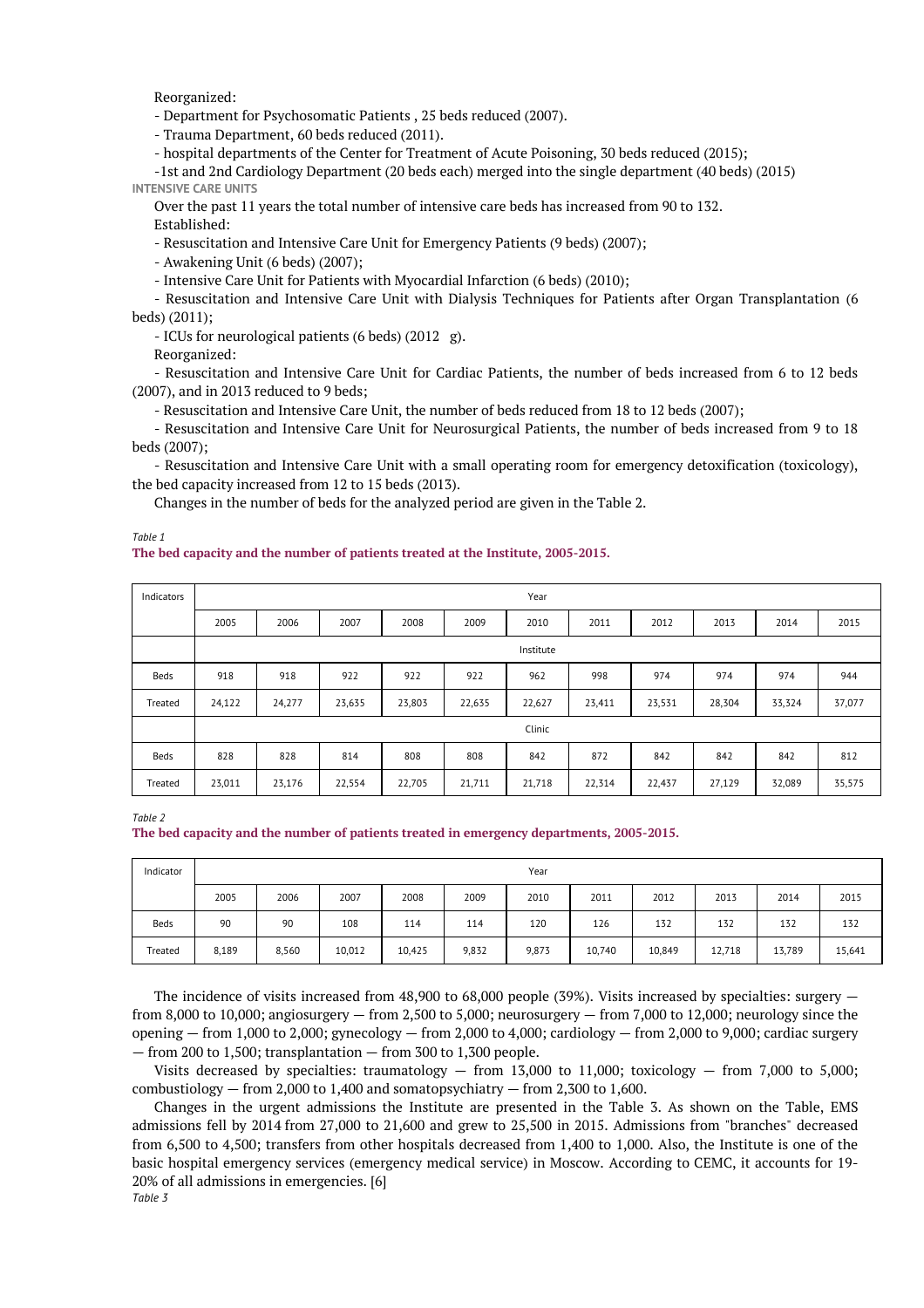Reorganized:

- Department for Psychosomatic Patients , 25 beds reduced (2007).
- Trauma Department, 60 beds reduced (2011).
- hospital departments of the Center for Treatment of Acute Poisoning, 30 beds reduced (2015);
- 1st and 2nd Cardiology Department (20 beds each) merged into the single department (40 beds) (2015)

### INTENSIVE CARE UNITS

Over the past 11 years the total number of intensive care beds has increased from 90 to 132.

Established:

- Resuscitation and Intensive Care Unit for Emergency Patients (9 beds) (2007);
- Awakening Unit (6 beds) (2007);
- Intensive Care Unit for Patients with Myocardial Infarction (6 beds) (2010);
- Resuscitation and Intensive Care Unit with Dialysis Techniques for Patients after Organ Transplantation (6 beds) (2011);
- ICUs for neurological patients (6 beds) (2012 g).

Reorganized:

- Resuscitation and Intensive Care Unit for Cardiac Patients, the number of beds increased from 6 to 12 beds (2007), and in 2013 reduced to 9 beds;
- Resuscitation and Intensive Care Unit, the number of beds reduced from 18 to 12 beds (2007);
- Resuscitation and Intensive Care Unit for Neurosurgical Patients, the number of beds increased from 9 to 18 beds (2007);
- Resuscitation and Intensive Care Unit with a small operating room for emergency detoxification (toxicology), the bed capacity increased from 12 to 15 beds (2013).

Changes in the number of beds for the analyzed period are given in the Table 2.

*Table 1*

**The bed capacity and the number of patients treated at the Institute, 2005-2015.**

| Indicators | Year | | | | | | | | | | |
|---|---|---|---|---|---|---|---|---|---|---|---|
| | 2005 | 2006 | 2007 | 2008 | 2009 | 2010 | 2011 | 2012 | 2013 | 2014 | 2015 |
| | Institute | | | | | | | | | | |
| Beds | 918 | 918 | 922 | 922 | 922 | 962 | 998 | 974 | 974 | 974 | 944 |
| Treated | 24,122 | 24,277 | 23,635 | 23,803 | 22,635 | 22,627 | 23,411 | 23,531 | 28,304 | 33,324 | 37,077 |
| | Clinic | | | | | | | | | | |
| Beds | 828 | 828 | 814 | 808 | 808 | 842 | 872 | 842 | 842 | 842 | 812 |
| Treated | 23,011 | 23,176 | 22,554 | 22,705 | 21,711 | 21,718 | 22,314 | 22,437 | 27,129 | 32,089 | 35,575 |

*Table 2*

**The bed capacity and the number of patients treated in emergency departments, 2005-2015.**

| Indicator | Year | | | | | | | | | | |
|---|---|---|---|---|---|---|---|---|---|---|---|
| | 2005 | 2006 | 2007 | 2008 | 2009 | 2010 | 2011 | 2012 | 2013 | 2014 | 2015 |
| Beds | 90 | 90 | 108 | 114 | 114 | 120 | 126 | 132 | 132 | 132 | 132 |
| Treated | 8,189 | 8,560 | 10,012 | 10,425 | 9,832 | 9,873 | 10,740 | 10,849 | 12,718 | 13,789 | 15,641 |

The incidence of visits increased from 48,900 to 68,000 people (39%). Visits increased by specialties: surgery — from 8,000 to 10,000; angiosurgery — from 2,500 to 5,000; neurosurgery — from 7,000 to 12,000; neurology since the opening — from 1,000 to 2,000; gynecology — from 2,000 to 4,000; cardiology — from 2,000 to 9,000; cardiac surgery — from 200 to 1,500; transplantation — from 300 to 1,300 people.

Visits decreased by specialties: traumatology — from 13,000 to 11,000; toxicology — from 7,000 to 5,000; combustiology — from 2,000 to 1,400 and somatopsychiatry — from 2,300 to 1,600.

Changes in the urgent admissions the Institute are presented in the Table 3. As shown on the Table, EMS admissions fell by 2014 from 27,000 to 21,600 and grew to 25,500 in 2015. Admissions from "branches" decreased from 6,500 to 4,500; transfers from other hospitals decreased from 1,400 to 1,000. Also, the Institute is one of the basic hospital emergency services (emergency medical service) in Moscow. According to CEMC, it accounts for 19-20% of all admissions in emergencies. [6]

*Table 3*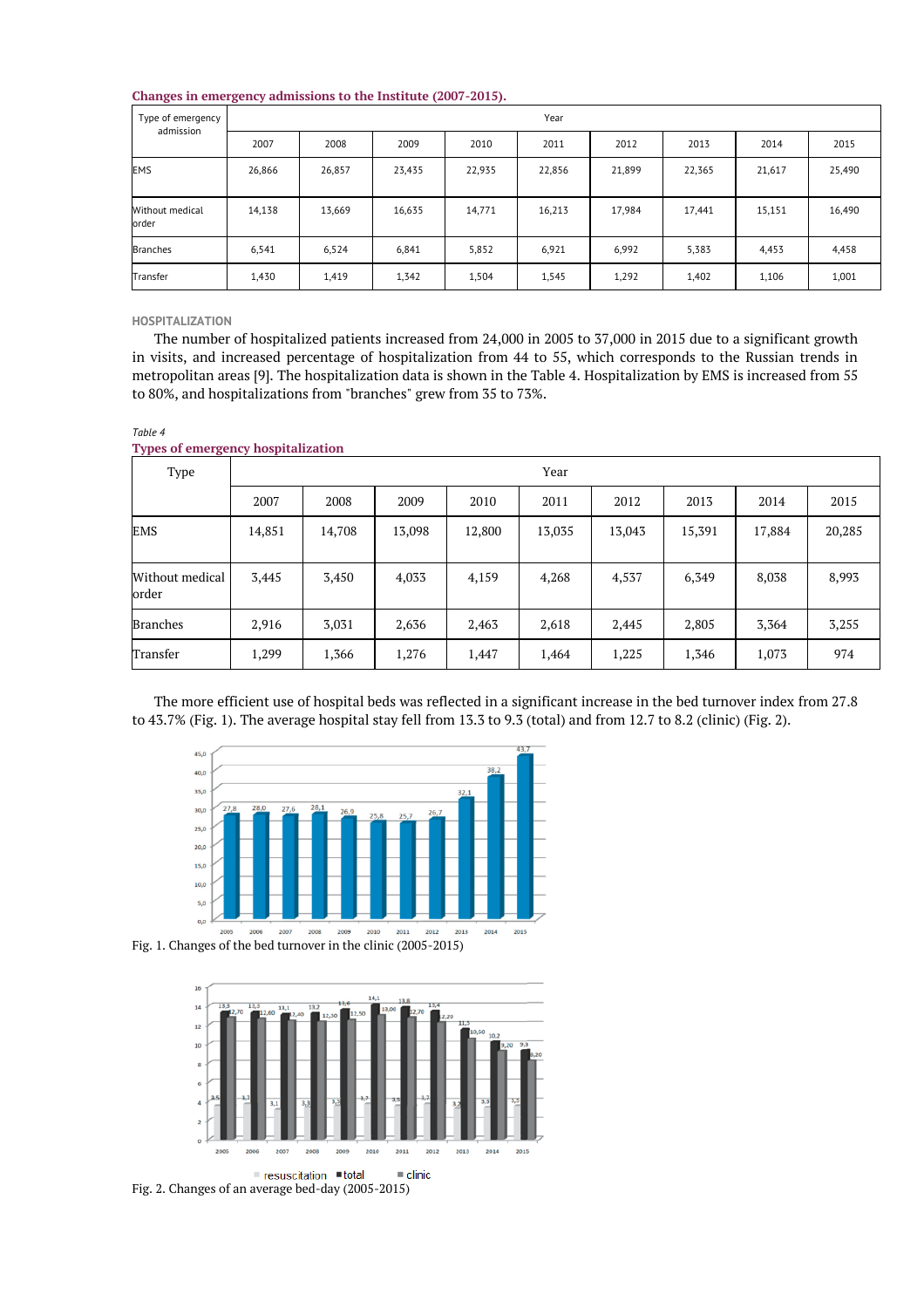**Changes in emergency admissions to the Institute (2007-2015).**

| Type of emergency admission | Year | | | | | | | | |
|---|---|---|---|---|---|---|---|---|---|
| | 2007 | 2008 | 2009 | 2010 | 2011 | 2012 | 2013 | 2014 | 2015 |
| EMS | 26,866 | 26,857 | 23,435 | 22,935 | 22,856 | 21,899 | 22,365 | 21,617 | 25,490 |
| Without medical order | 14,138 | 13,669 | 16,635 | 14,771 | 16,213 | 17,984 | 17,441 | 15,151 | 16,490 |
| Branches | 6,541 | 6,524 | 6,841 | 5,852 | 6,921 | 6,992 | 5,383 | 4,453 | 4,458 |
| Transfer | 1,430 | 1,419 | 1,342 | 1,504 | 1,545 | 1,292 | 1,402 | 1,106 | 1,001 |

### HOSPITALIZATION

The number of hospitalized patients increased from 24,000 in 2005 to 37,000 in 2015 due to a significant growth in visits, and increased percentage of hospitalization from 44 to 55, which corresponds to the Russian trends in metropolitan areas [9]. The hospitalization data is shown in the Table 4. Hospitalization by EMS is increased from 55 to 80%, and hospitalizations from "branches" grew from 35 to 73%.

*Table 4*

**Types of emergency hospitalization**

| Type | Year | | | | | | | | |
|---|---|---|---|---|---|---|---|---|---|
| | 2007 | 2008 | 2009 | 2010 | 2011 | 2012 | 2013 | 2014 | 2015 |
| EMS | 14,851 | 14,708 | 13,098 | 12,800 | 13,035 | 13,043 | 15,391 | 17,884 | 20,285 |
| Without medical order | 3,445 | 3,450 | 4,033 | 4,159 | 4,268 | 4,537 | 6,349 | 8,038 | 8,993 |
| Branches | 2,916 | 3,031 | 2,636 | 2,463 | 2,618 | 2,445 | 2,805 | 3,364 | 3,255 |
| Transfer | 1,299 | 1,366 | 1,276 | 1,447 | 1,464 | 1,225 | 1,346 | 1,073 | 974 |

The more efficient use of hospital beds was reflected in a significant increase in the bed turnover index from 27.8 to 43.7% (Fig. 1). The average hospital stay fell from 13.3 to 9.3 (total) and from 12.7 to 8.2 (clinic) (Fig. 2).

Fig. 1. Changes of the bed turnover in the clinic (2005-2015)

Fig. 2. Changes of an average bed-day (2005-2015)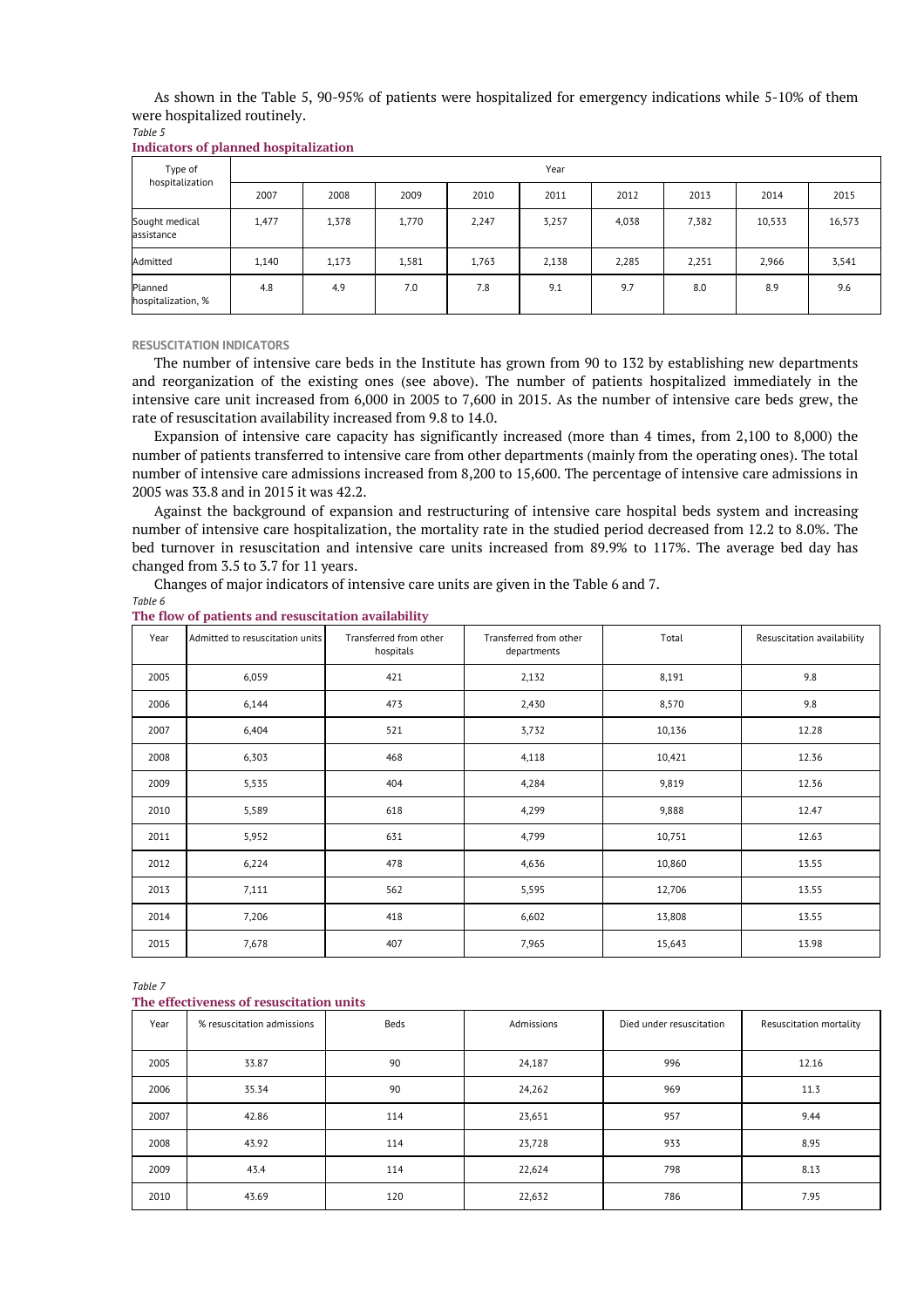As shown in the Table 5, 90-95% of patients were hospitalized for emergency indications while 5-10% of them were hospitalized routinely.

*Table 5*

**Indicators of planned hospitalization**

| Type of hospitalization | Year | | | | | | | | |
|---|---|---|---|---|---|---|---|---|---|
| | 2007 | 2008 | 2009 | 2010 | 2011 | 2012 | 2013 | 2014 | 2015 |
| Sought medical assistance | 1,477 | 1,378 | 1,770 | 2,247 | 3,257 | 4,038 | 7,382 | 10,533 | 16,573 |
| Admitted | 1,140 | 1,173 | 1,581 | 1,763 | 2,138 | 2,285 | 2,251 | 2,966 | 3,541 |
| Planned hospitalization, % | 4.8 | 4.9 | 7.0 | 7.8 | 9.1 | 9.7 | 8.0 | 8.9 | 9.6 |

## RESUSCITATION INDICATORS

The number of intensive care beds in the Institute has grown from 90 to 132 by establishing new departments and reorganization of the existing ones (see above). The number of patients hospitalized immediately in the intensive care unit increased from 6,000 in 2005 to 7,600 in 2015. As the number of intensive care beds grew, the rate of resuscitation availability increased from 9.8 to 14.0.

Expansion of intensive care capacity has significantly increased (more than 4 times, from 2,100 to 8,000) the number of patients transferred to intensive care from other departments (mainly from the operating ones). The total number of intensive care admissions increased from 8,200 to 15,600. The percentage of intensive care admissions in 2005 was 33.8 and in 2015 it was 42.2.

Against the background of expansion and restructuring of intensive care hospital beds system and increasing number of intensive care hospitalization, the mortality rate in the studied period decreased from 12.2 to 8.0%. The bed turnover in resuscitation and intensive care units increased from 89.9% to 117%. The average bed day has changed from 3.5 to 3.7 for 11 years.

Changes of major indicators of intensive care units are given in the Table 6 and 7.

*Table 6*

**The flow of patients and resuscitation availability**

| Year | Admitted to resuscitation units | Transferred from other hospitals | Transferred from other departments | Total | Resuscitation availability |
|---|---|---|---|---|---|
| 2005 | 6,059 | 421 | 2,132 | 8,191 | 9.8 |
| 2006 | 6,144 | 473 | 2,430 | 8,570 | 9.8 |
| 2007 | 6,404 | 521 | 3,732 | 10,136 | 12.28 |
| 2008 | 6,303 | 468 | 4,118 | 10,421 | 12.36 |
| 2009 | 5,535 | 404 | 4,284 | 9,819 | 12.36 |
| 2010 | 5,589 | 618 | 4,299 | 9,888 | 12.47 |
| 2011 | 5,952 | 631 | 4,799 | 10,751 | 12.63 |
| 2012 | 6,224 | 478 | 4,636 | 10,860 | 13.55 |
| 2013 | 7,111 | 562 | 5,595 | 12,706 | 13.55 |
| 2014 | 7,206 | 418 | 6,602 | 13,808 | 13.55 |
| 2015 | 7,678 | 407 | 7,965 | 15,643 | 13.98 |

*Table 7*

**The effectiveness of resuscitation units**

| Year | % resuscitation admissions | Beds | Admissions | Died under resuscitation | Resuscitation mortality |
|---|---|---|---|---|---|
| 2005 | 33.87 | 90 | 24,187 | 996 | 12.16 |
| 2006 | 35.34 | 90 | 24,262 | 969 | 11.3 |
| 2007 | 42.86 | 114 | 23,651 | 957 | 9.44 |
| 2008 | 43.92 | 114 | 23,728 | 933 | 8.95 |
| 2009 | 43.4 | 114 | 22,624 | 798 | 8.13 |
| 2010 | 43.69 | 120 | 22,632 | 786 | 7.95 |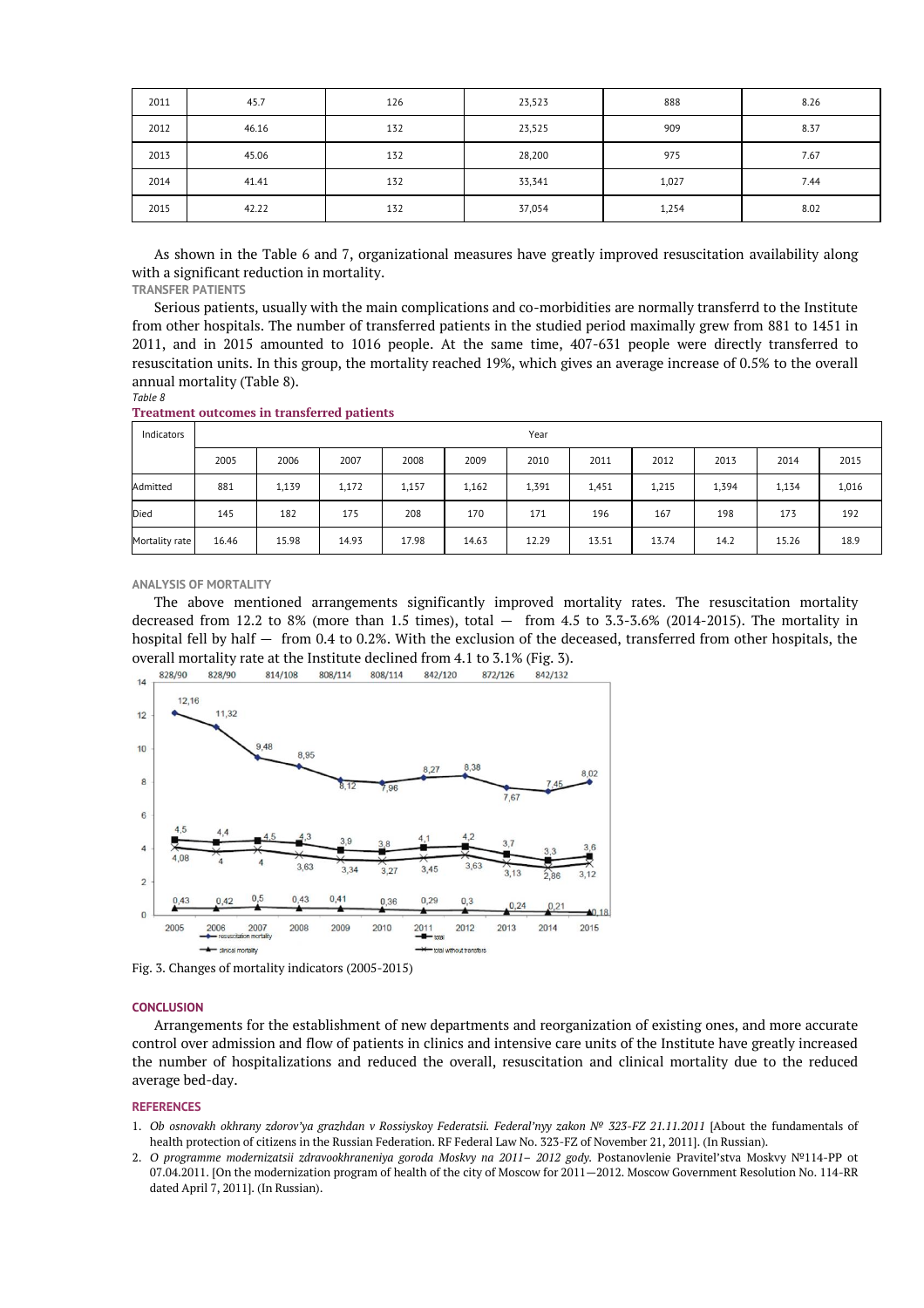| 2011 | 45.7 | 126 | 23,523 | 888 | 8.26 |
|---|---|---|---|---|---|
| 2012 | 46.16 | 132 | 23,525 | 909 | 8.37 |
| 2013 | 45.06 | 132 | 28,200 | 975 | 7.67 |
| 2014 | 41.41 | 132 | 33,341 | 1,027 | 7.44 |
| 2015 | 42.22 | 132 | 37,054 | 1,254 | 8.02 |

As shown in the Table 6 and 7, organizational measures have greatly improved resuscitation availability along with a significant reduction in mortality.

## TRANSFER PATIENTS

Serious patients, usually with the main complications and co-morbidities are normally transferrd to the Institute from other hospitals. The number of transferred patients in the studied period maximally grew from 881 to 1451 in 2011, and in 2015 amounted to 1016 people. At the same time, 407-631 people were directly transferred to resuscitation units. In this group, the mortality reached 19%, which gives an average increase of 0.5% to the overall annual mortality (Table 8).

*Table 8*

**Treatment outcomes in transferred patients**

| Indicators | Year | | | | | | | | | | |
|---|---|---|---|---|---|---|---|---|---|---|---|
| | 2005 | 2006 | 2007 | 2008 | 2009 | 2010 | 2011 | 2012 | 2013 | 2014 | 2015 |
| Admitted | 881 | 1,139 | 1,172 | 1,157 | 1,162 | 1,391 | 1,451 | 1,215 | 1,394 | 1,134 | 1,016 |
| Died | 145 | 182 | 175 | 208 | 170 | 171 | 196 | 167 | 198 | 173 | 192 |
| Mortality rate | 16.46 | 15.98 | 14.93 | 17.98 | 14.63 | 12.29 | 13.51 | 13.74 | 14.2 | 15.26 | 18.9 |

## ANALYSIS OF MORTALITY

The above mentioned arrangements significantly improved mortality rates. The resuscitation mortality decreased from 12.2 to 8% (more than 1.5 times), total — from 4.5 to 3.3-3.6% (2014-2015). The mortality in hospital fell by half — from 0.4 to 0.2%. With the exclusion of the deceased, transferred from other hospitals, the overall mortality rate at the Institute declined from 4.1 to 3.1% (Fig. 3).

Fig. 3. Changes of mortality indicators (2005-2015)

## CONCLUSION

Arrangements for the establishment of new departments and reorganization of existing ones, and more accurate control over admission and flow of patients in clinics and intensive care units of the Institute have greatly increased the number of hospitalizations and reduced the overall, resuscitation and clinical mortality due to the reduced average bed-day.

## REFERENCES

1. *Ob osnovakh okhrany zdorov'ya grazhdan v Rossiyskoy Federatsii. Federal'nyy zakon № 323-FZ 21.11.2011* [About the fundamentals of health protection of citizens in the Russian Federation. RF Federal Law No. 323-FZ of November 21, 2011]. (In Russian).
2. *O programme modernizatsii zdravookhraneniya goroda Moskvy na 2011– 2012 gody.* Postanovlenie Pravitel'stva Moskvy №114-PP ot 07.04.2011. [On the modernization program of health of the city of Moscow for 2011—2012. Moscow Government Resolution No. 114-RR dated April 7, 2011]. (In Russian).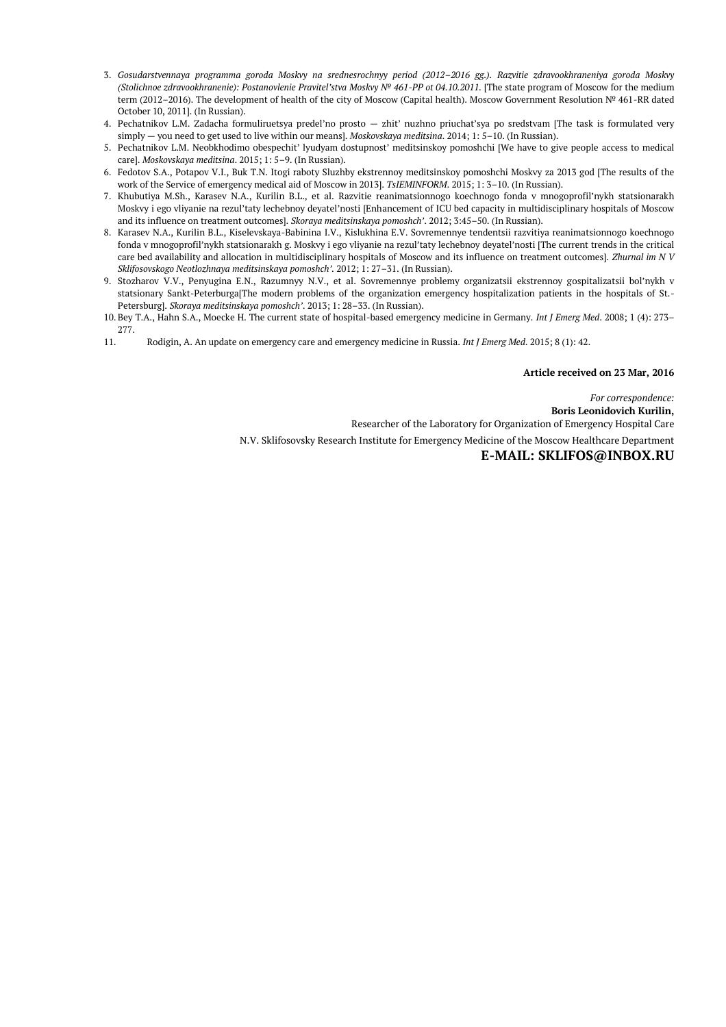3. *Gosudarstvennaya programma goroda Moskvy na srednesrochnyy period (2012–2016 gg.). Razvitie zdravookhraneniya goroda Moskvy (Stolichnoe zdravookhranenie): Postanovlenie Pravitel'stva Moskvy № 461-PP ot 04.10.2011.* [The state program of Moscow for the medium term (2012–2016). The development of health of the city of Moscow (Capital health). Moscow Government Resolution № 461-RR dated October 10, 2011]. (In Russian).
4. Pechatnikov L.M. Zadacha formuliruetsya predel'no prosto — zhit' nuzhno priuchat'sya po sredstvam [The task is formulated very simply — you need to get used to live within our means]. *Moskovskaya meditsina*. 2014; 1: 5–10. (In Russian).
5. Pechatnikov L.M. Neobkhodimo obespechit' lyudyam dostupnost' meditsinskoy pomoshchi [We have to give people access to medical care]. *Moskovskaya meditsina*. 2015; 1: 5–9. (In Russian).
6. Fedotov S.A., Potapov V.I., Buk T.N. Itogi raboty Sluzhby ekstrennoy meditsinskoy pomoshchi Moskvy za 2013 god [The results of the work of the Service of emergency medical aid of Moscow in 2013]. *TsIEMINFORM*. 2015; 1: 3–10. (In Russian).
7. Khubutiya M.Sh., Karasev N.A., Kurilin B.L., et al. Razvitie reanimatsionnogo koechnogo fonda v mnogoprofil'nykh statsionarakh Moskvy i ego vliyanie na rezul'taty lechebnoy deyatel'nosti [Enhancement of ICU bed capacity in multidisciplinary hospitals of Moscow and its influence on treatment outcomes]. *Skoraya meditsinskaya pomoshch'*. 2012; 3:45–50. (In Russian).
8. Karasev N.A., Kurilin B.L., Kiselevskaya-Babinina I.V., Kislukhina E.V. Sovremennye tendentsii razvitiya reanimatsionnogo koechnogo fonda v mnogoprofil'nykh statsionarakh g. Moskvy i ego vliyanie na rezul'taty lechebnoy deyatel'nosti [The current trends in the critical care bed availability and allocation in multidisciplinary hospitals of Moscow and its influence on treatment outcomes]. *Zhurnal im N V Sklifosovskogo Neotlozhnaya meditsinskaya pomoshch'*. 2012; 1: 27–31. (In Russian).
9. Stozharov V.V., Penyugina E.N., Razumnyy N.V., et al. Sovremennye problemy organizatsii ekstrennoy gospitalizatsii bol'nykh v statsionary Sankt-Peterburga[The modern problems of the organization emergency hospitalization patients in the hospitals of St.-Petersburg]. *Skoraya meditsinskaya pomoshch'*. 2013; 1: 28–33. (In Russian).
10. Bey T.A., Hahn S.A., Moecke H. The current state of hospital-based emergency medicine in Germany. *Int J Emerg Med*. 2008; 1 (4): 273–277.
11. Rodigin, A. An update on emergency care and emergency medicine in Russia. *Int J Emerg Med*. 2015; 8 (1): 42.

**Article received on 23 Mar, 2016**

*For correspondence:*
**Boris Leonidovich Kurilin,**
Researcher of the Laboratory for Organization of Emergency Hospital Care
N.V. Sklifosovsky Research Institute for Emergency Medicine of the Moscow Healthcare Department
**E-MAIL: SKLIFOS@INBOX.RU**